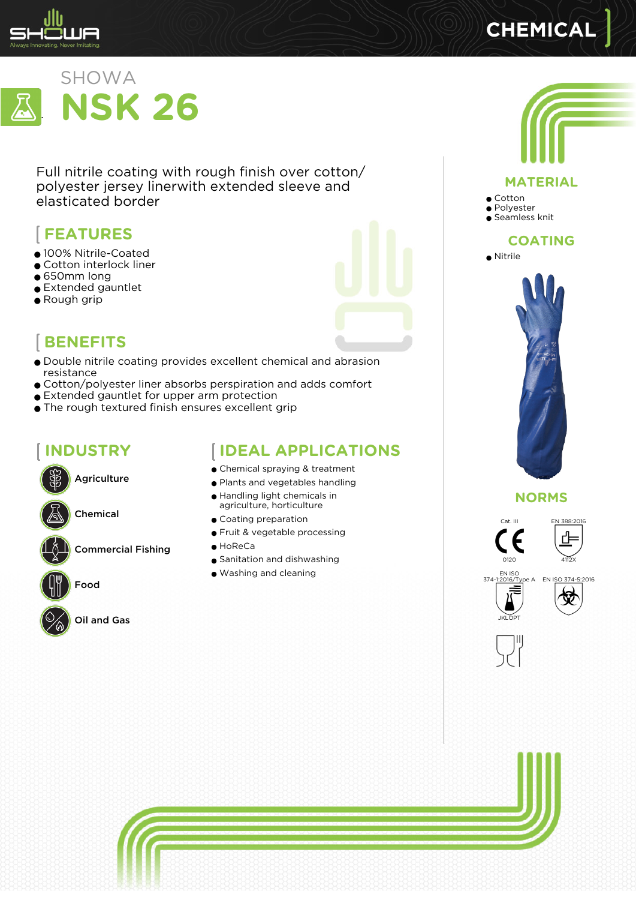CHEMICAL

SHOWA

# NSK 26

Full nitrile coating with rough finish over cotton/ polyester jersey linerwith extended sleeve and elasticated border

## FEATURES

- 100% Nitrile-Coated
- Cotton interlock liner
- 650mm long
- Extended gauntlet
- Rough grip

## BENEFITS

- Double nitrile coating provides excellent chemical and abrasion resistance
- Cotton/polyester liner absorbs perspiration and adds comfort
- Extended gauntlet for upper arm protection
- The rough textured finish ensures excellent grip

## INDUSTRY

- Agriculture
- Chemical
- Commercial Fishing
- Food
- Oil and Gas

## IDEAL APPLICATIONS

- Chemical spraying & treatment
- Plants and vegetables handling
- Handling light chemicals in agriculture, horticulture
- Coating preparation
- Fruit & vegetable processing
- HoReCa
- Sanitation and dishwashing
- Washing and cleaning

## MATERIAL

- Cotton
- Polyester
- Seamless knit

## COATING

- Nitrile

## NORMS

Cat. III — 0120

EN 388:2016 — 4112X

EN ISO 374-1:2016/Type A — JKLOPT

EN ISO 374-5:2016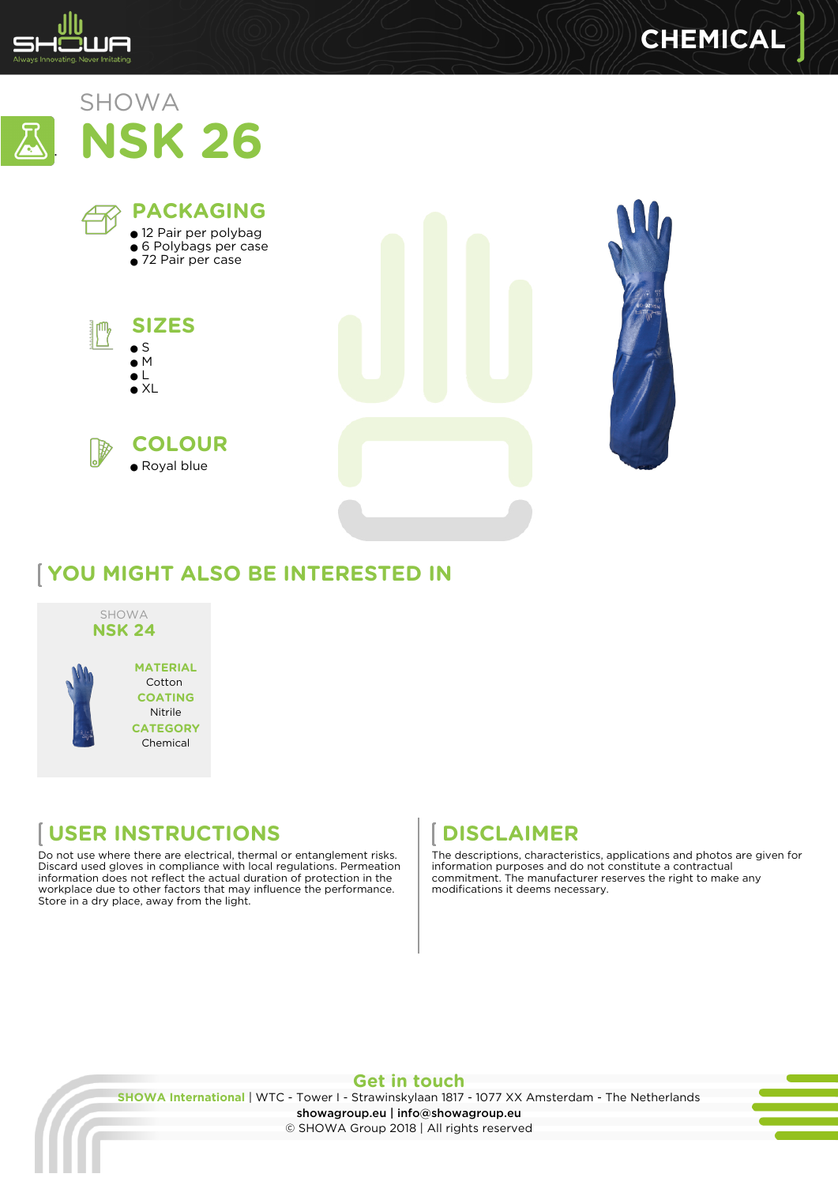CHEMICAL

SHOWA

# NSK 26

## PACKAGING

- 12 Pair per polybag
- 6 Polybags per case
- 72 Pair per case

## SIZES

- S
- M
- L
- XL

## COLOUR

- Royal blue

## YOU MIGHT ALSO BE INTERESTED IN

SHOWA

**NSK 24**

**MATERIAL**
Cotton

**COATING**
Nitrile

**CATEGORY**
Chemical

## USER INSTRUCTIONS

Do not use where there are electrical, thermal or entanglement risks. Discard used gloves in compliance with local regulations. Permeation information does not reflect the actual duration of protection in the workplace due to other factors that may influence the performance. Store in a dry place, away from the light.

## DISCLAIMER

The descriptions, characteristics, applications and photos are given for information purposes and do not constitute a contractual commitment. The manufacturer reserves the right to make any modifications it deems necessary.

**Get in touch**

**SHOWA International** | WTC - Tower I - Strawinskylaan 1817 - 1077 XX Amsterdam - The Netherlands

**showagroup.eu | info@showagroup.eu**

© SHOWA Group 2018 | All rights reserved